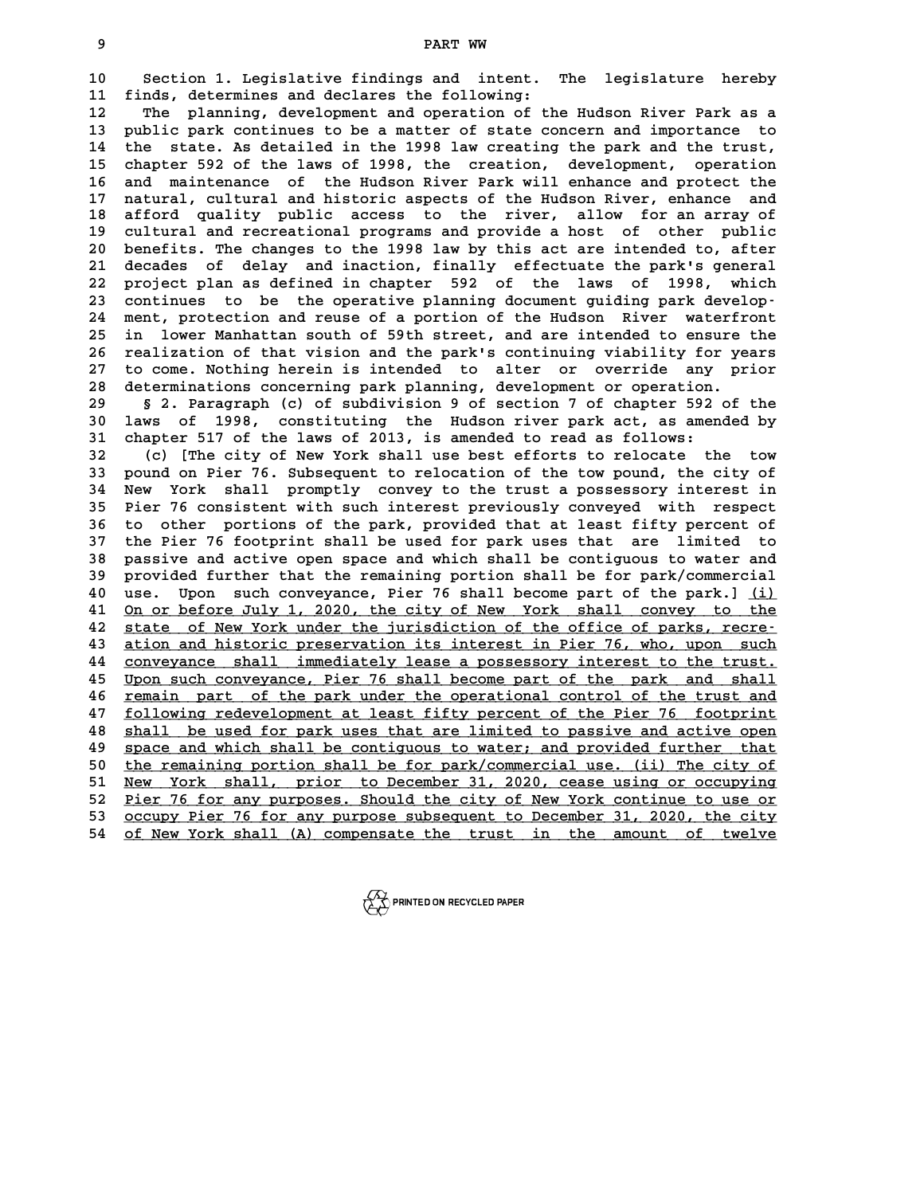PART WW

Section 1. Legislative findings and intent. The legislature hereby finds, determines and declares the following:

The planning, development and operation of the Hudson River Park as a public park continues to be a matter of state concern and importance to the state. As detailed in the 1998 law creating the park and the trust, chapter 592 of the laws of 1998, the creation, development, operation and maintenance of the Hudson River Park will enhance and protect the natural, cultural and historic aspects of the Hudson River, enhance and afford quality public access to the river, allow for an array of cultural and recreational programs and provide a host of other public benefits. The changes to the 1998 law by this act are intended to, after decades of delay and inaction, finally effectuate the park's general project plan as defined in chapter 592 of the laws of 1998, which continues to be the operative planning document guiding park development, protection and reuse of a portion of the Hudson River waterfront in lower Manhattan south of 59th street, and are intended to ensure the realization of that vision and the park's continuing viability for years to come. Nothing herein is intended to alter or override any prior determinations concerning park planning, development or operation.

§ 2. Paragraph (c) of subdivision 9 of section 7 of chapter 592 of the laws of 1998, constituting the Hudson river park act, as amended by chapter 517 of the laws of 2013, is amended to read as follows:

(c) [The city of New York shall use best efforts to relocate the tow pound on Pier 76. Subsequent to relocation of the tow pound, the city of New York shall promptly convey to the trust a possessory interest in Pier 76 consistent with such interest previously conveyed with respect to other portions of the park, provided that at least fifty percent of the Pier 76 footprint shall be used for park uses that are limited to passive and active open space and which shall be contiguous to water and provided further that the remaining portion shall be for park/commercial use. Upon such conveyance, Pier 76 shall become part of the park.] <u>(i) On or before July 1, 2020, the city of New York shall convey to the state of New York under the jurisdiction of the office of parks, recreation and historic preservation its interest in Pier 76, who, upon such conveyance shall immediately lease a possessory interest to the trust. Upon such conveyance, Pier 76 shall become part of the park and shall remain part of the park under the operational control of the trust and following redevelopment at least fifty percent of the Pier 76 footprint shall be used for park uses that are limited to passive and active open space and which shall be contiguous to water; and provided further that the remaining portion shall be for park/commercial use. (ii) The city of New York shall, prior to December 31, 2020, cease using or occupying Pier 76 for any purposes. Should the city of New York continue to use or occupy Pier 76 for any purpose subsequent to December 31, 2020, the city of New York shall (A) compensate the trust in the amount of twelve</u>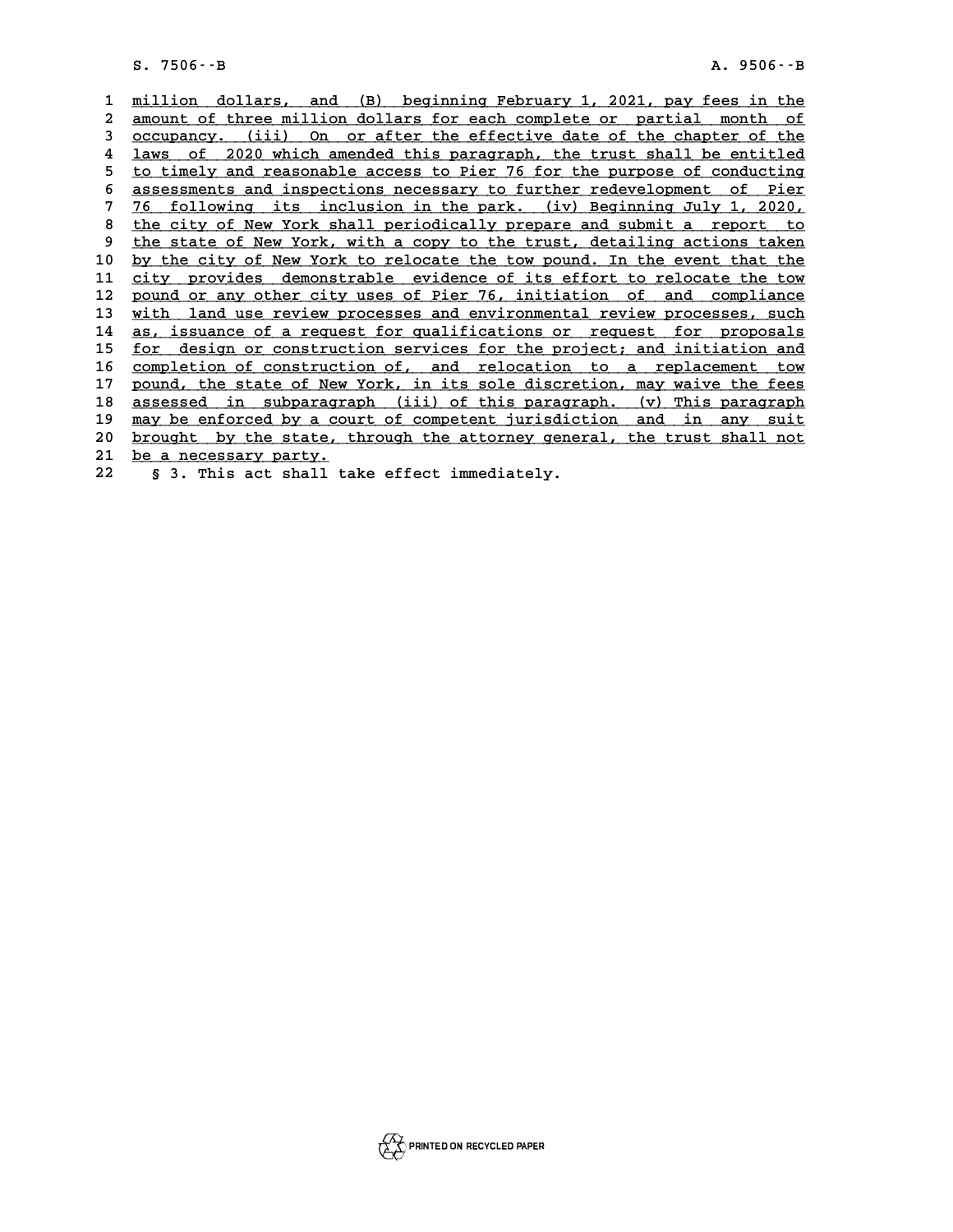million dollars, and (B) beginning February 1, 2021, pay fees in the amount of three million dollars for each complete or partial month of occupancy. (iii) On or after the effective date of the chapter of the laws of 2020 which amended this paragraph, the trust shall be entitled to timely and reasonable access to Pier 76 for the purpose of conducting assessments and inspections necessary to further redevelopment of Pier 76 following its inclusion in the park. (iv) Beginning July 1, 2020, the city of New York shall periodically prepare and submit a report to the state of New York, with a copy to the trust, detailing actions taken by the city of New York to relocate the tow pound. In the event that the city provides demonstrable evidence of its effort to relocate the tow pound or any other city uses of Pier 76, initiation of and compliance with land use review processes and environmental review processes, such as, issuance of a request for qualifications or request for proposals for design or construction services for the project; and initiation and completion of construction of, and relocation to a replacement tow pound, the state of New York, in its sole discretion, may waive the fees assessed in subparagraph (iii) of this paragraph. (v) This paragraph may be enforced by a court of competent jurisdiction and in any suit brought by the state, through the attorney general, the trust shall not be a necessary party.

§ 3. This act shall take effect immediately.